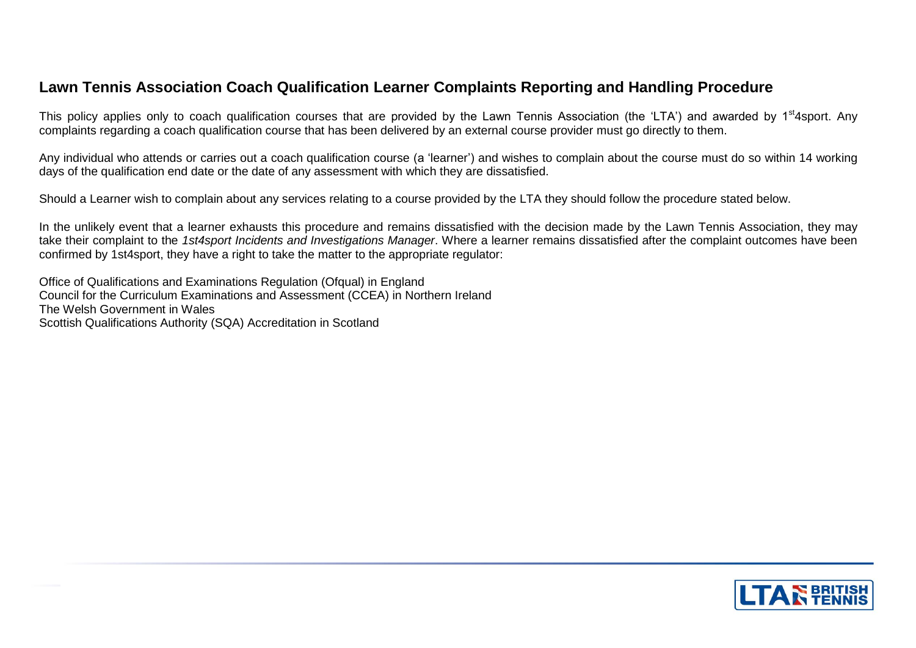## Lawn Tennis Association Coach Qualification Learner Complaints Reporting and Handling Procedure

This policy applies only to coach qualification courses that are provided by the Lawn Tennis Association (the 'LTA') and awarded by 1st4sport. Any complaints regarding a coach qualification course that has been delivered by an external course provider must go directly to them.

Any individual who attends or carries out a coach qualification course (a 'learner') and wishes to complain about the course must do so within 14 working days of the qualification end date or the date of any assessment with which they are dissatisfied.

Should a Learner wish to complain about any services relating to a course provided by the LTA they should follow the procedure stated below.

In the unlikely event that a learner exhausts this procedure and remains dissatisfied with the decision made by the Lawn Tennis Association, they may take their complaint to the *1st4sport Incidents and Investigations Manager*. Where a learner remains dissatisfied after the complaint outcomes have been confirmed by 1st4sport, they have a right to take the matter to the appropriate regulator:

Office of Qualifications and Examinations Regulation (Ofqual) in England
Council for the Curriculum Examinations and Assessment (CCEA) in Northern Ireland
The Welsh Government in Wales
Scottish Qualifications Authority (SQA) Accreditation in Scotland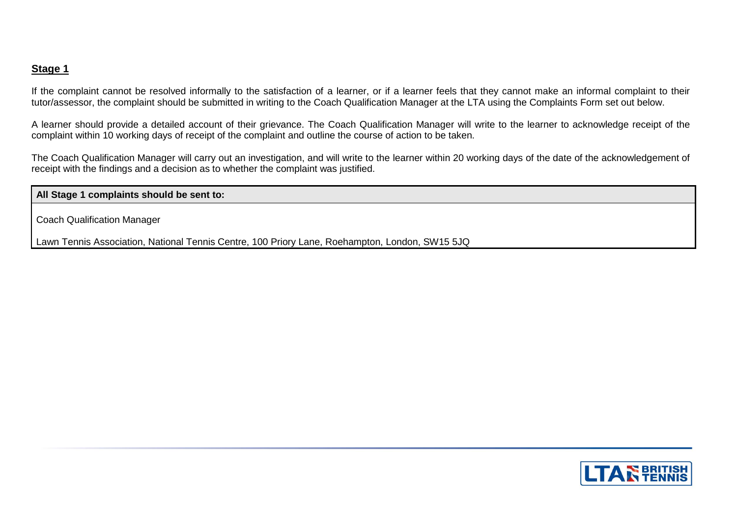**Stage 1**

If the complaint cannot be resolved informally to the satisfaction of a learner, or if a learner feels that they cannot make an informal complaint to their tutor/assessor, the complaint should be submitted in writing to the Coach Qualification Manager at the LTA using the Complaints Form set out below.

A learner should provide a detailed account of their grievance. The Coach Qualification Manager will write to the learner to acknowledge receipt of the complaint within 10 working days of receipt of the complaint and outline the course of action to be taken.

The Coach Qualification Manager will carry out an investigation, and will write to the learner within 20 working days of the date of the acknowledgement of receipt with the findings and a decision as to whether the complaint was justified.

| **All Stage 1 complaints should be sent to:** |
| --- |
| Coach Qualification Manager<br><br>Lawn Tennis Association, National Tennis Centre, 100 Priory Lane, Roehampton, London, SW15 5JQ |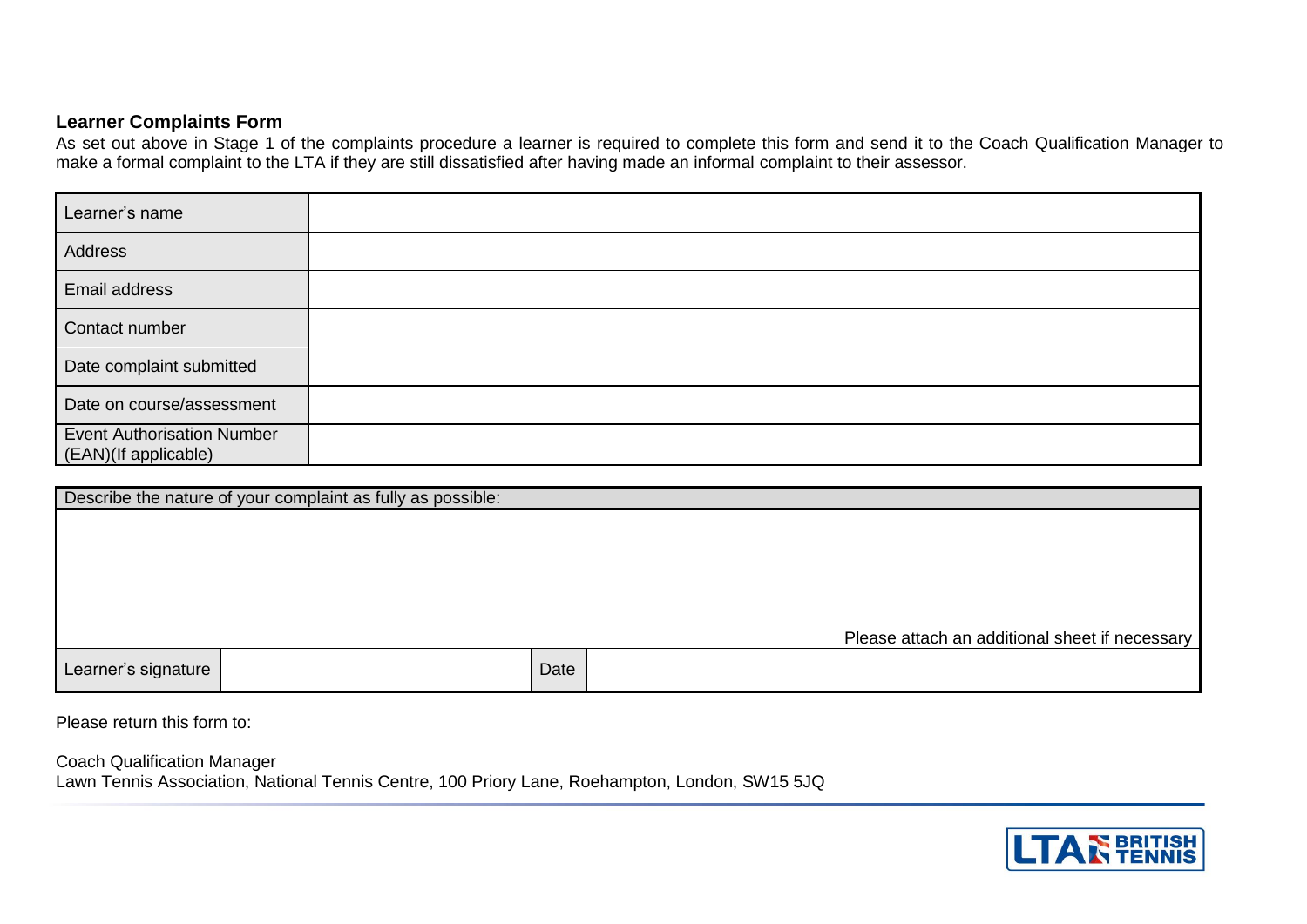**Learner Complaints Form**

As set out above in Stage 1 of the complaints procedure a learner is required to complete this form and send it to the Coach Qualification Manager to make a formal complaint to the LTA if they are still dissatisfied after having made an informal complaint to their assessor.

| Learner's name | |
|---|---|
| Address | |
| Email address | |
| Contact number | |
| Date complaint submitted | |
| Date on course/assessment | |
| Event Authorisation Number (EAN)(If applicable) | |

| Describe the nature of your complaint as fully as possible: | | | |
|---|---|---|---|
| | | | Please attach an additional sheet if necessary |
| Learner's signature | | Date | |

Please return this form to:

Coach Qualification Manager
Lawn Tennis Association, National Tennis Centre, 100 Priory Lane, Roehampton, London, SW15 5JQ

LTA BRITISH TENNIS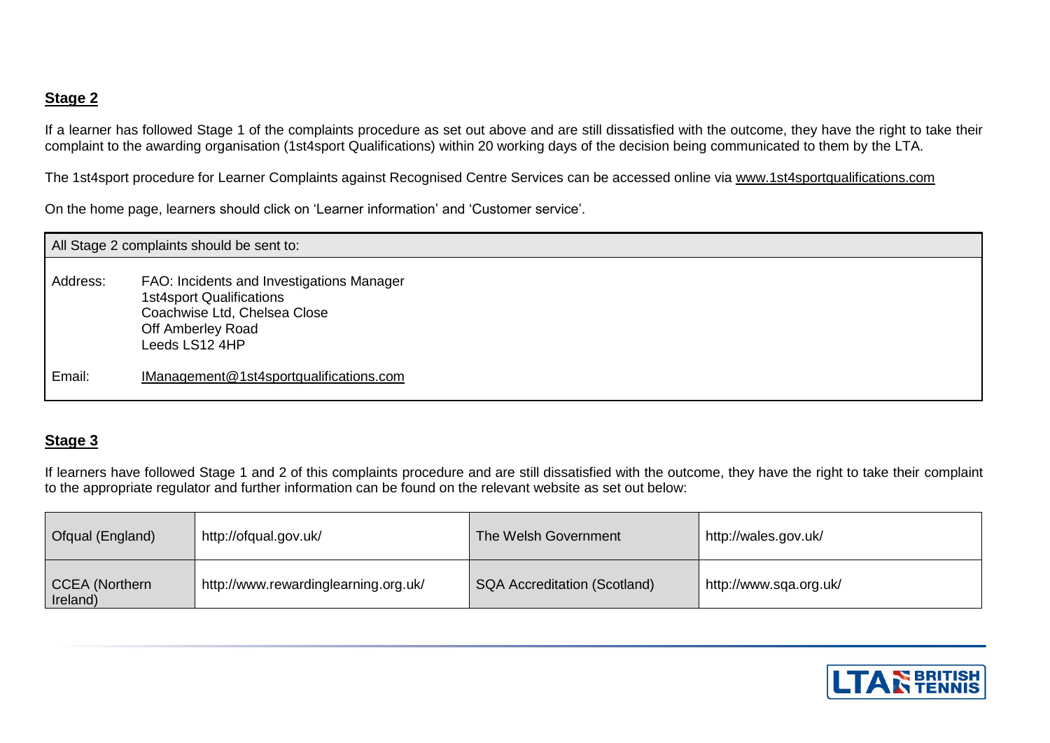**Stage 2**

If a learner has followed Stage 1 of the complaints procedure as set out above and are still dissatisfied with the outcome, they have the right to take their complaint to the awarding organisation (1st4sport Qualifications) within 20 working days of the decision being communicated to them by the LTA.

The 1st4sport procedure for Learner Complaints against Recognised Centre Services can be accessed online via www.1st4sportqualifications.com

On the home page, learners should click on 'Learner information' and 'Customer service'.

| All Stage 2 complaints should be sent to: | |
|---|---|
| Address: | FAO: Incidents and Investigations Manager<br>1st4sport Qualifications<br>Coachwise Ltd, Chelsea Close<br>Off Amberley Road<br>Leeds LS12 4HP |
| Email: | IManagement@1st4sportqualifications.com |

**Stage 3**

If learners have followed Stage 1 and 2 of this complaints procedure and are still dissatisfied with the outcome, they have the right to take their complaint to the appropriate regulator and further information can be found on the relevant website as set out below:

| | | | |
|---|---|---|---|
| Ofqual (England) | http://ofqual.gov.uk/ | The Welsh Government | http://wales.gov.uk/ |
| CCEA (Northern Ireland) | http://www.rewardinglearning.org.uk/ | SQA Accreditation (Scotland) | http://www.sqa.org.uk/ |